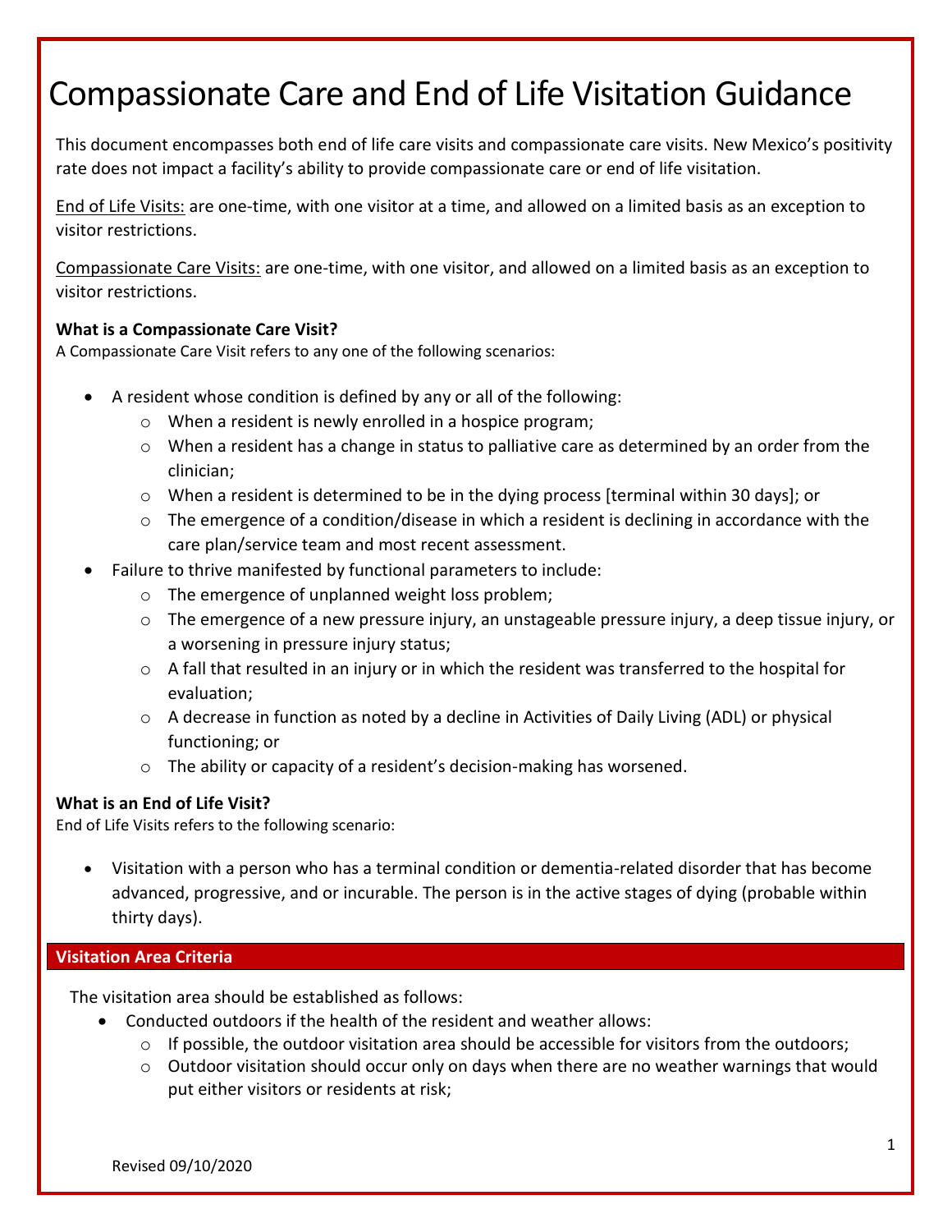# Compassionate Care and End of Life Visitation Guidance

This document encompasses both end of life care visits and compassionate care visits. New Mexico's positivity rate does not impact a facility's ability to provide compassionate care or end of life visitation.

End of Life Visits: are one-time, with one visitor at a time, and allowed on a limited basis as an exception to visitor restrictions.

Compassionate Care Visits: are one-time, with one visitor, and allowed on a limited basis as an exception to visitor restrictions.

**What is a Compassionate Care Visit?**

A Compassionate Care Visit refers to any one of the following scenarios:

- A resident whose condition is defined by any or all of the following:
  - When a resident is newly enrolled in a hospice program;
  - When a resident has a change in status to palliative care as determined by an order from the clinician;
  - When a resident is determined to be in the dying process [terminal within 30 days]; or
  - The emergence of a condition/disease in which a resident is declining in accordance with the care plan/service team and most recent assessment.
- Failure to thrive manifested by functional parameters to include:
  - The emergence of unplanned weight loss problem;
  - The emergence of a new pressure injury, an unstageable pressure injury, a deep tissue injury, or a worsening in pressure injury status;
  - A fall that resulted in an injury or in which the resident was transferred to the hospital for evaluation;
  - A decrease in function as noted by a decline in Activities of Daily Living (ADL) or physical functioning; or
  - The ability or capacity of a resident's decision-making has worsened.

**What is an End of Life Visit?**

End of Life Visits refers to the following scenario:

- Visitation with a person who has a terminal condition or dementia-related disorder that has become advanced, progressive, and or incurable. The person is in the active stages of dying (probable within thirty days).

## Visitation Area Criteria

The visitation area should be established as follows:

- Conducted outdoors if the health of the resident and weather allows:
  - If possible, the outdoor visitation area should be accessible for visitors from the outdoors;
  - Outdoor visitation should occur only on days when there are no weather warnings that would put either visitors or residents at risk;

Revised 09/10/2020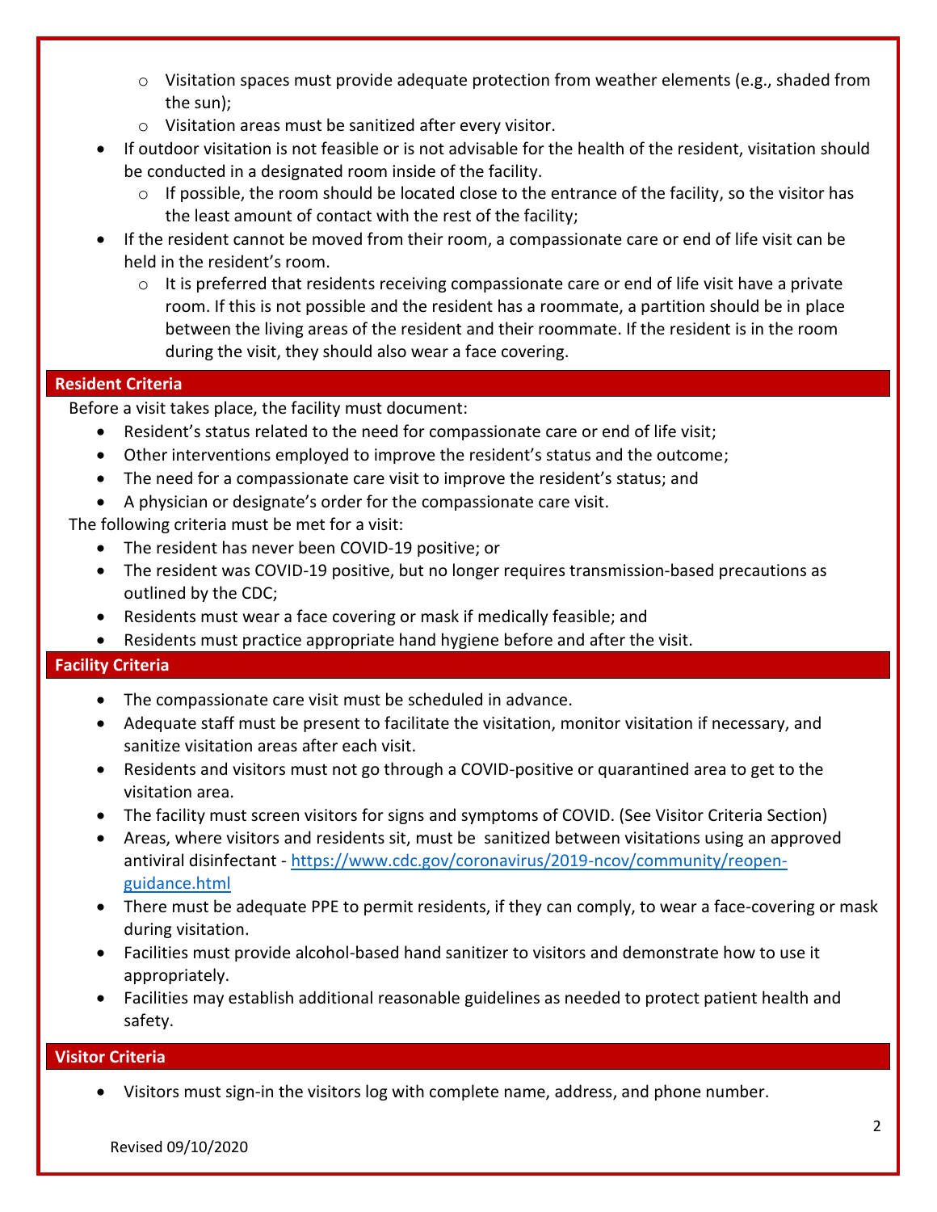- Visitation spaces must provide adequate protection from weather elements (e.g., shaded from the sun);
  - Visitation areas must be sanitized after every visitor.
- If outdoor visitation is not feasible or is not advisable for the health of the resident, visitation should be conducted in a designated room inside of the facility.
  - If possible, the room should be located close to the entrance of the facility, so the visitor has the least amount of contact with the rest of the facility;
- If the resident cannot be moved from their room, a compassionate care or end of life visit can be held in the resident's room.
  - It is preferred that residents receiving compassionate care or end of life visit have a private room. If this is not possible and the resident has a roommate, a partition should be in place between the living areas of the resident and their roommate. If the resident is in the room during the visit, they should also wear a face covering.

## Resident Criteria

Before a visit takes place, the facility must document:

- Resident's status related to the need for compassionate care or end of life visit;
- Other interventions employed to improve the resident's status and the outcome;
- The need for a compassionate care visit to improve the resident's status; and
- A physician or designate's order for the compassionate care visit.

The following criteria must be met for a visit:

- The resident has never been COVID-19 positive; or
- The resident was COVID-19 positive, but no longer requires transmission-based precautions as outlined by the CDC;
- Residents must wear a face covering or mask if medically feasible; and
- Residents must practice appropriate hand hygiene before and after the visit.

## Facility Criteria

- The compassionate care visit must be scheduled in advance.
- Adequate staff must be present to facilitate the visitation, monitor visitation if necessary, and sanitize visitation areas after each visit.
- Residents and visitors must not go through a COVID-positive or quarantined area to get to the visitation area.
- The facility must screen visitors for signs and symptoms of COVID. (See Visitor Criteria Section)
- Areas, where visitors and residents sit, must be sanitized between visitations using an approved antiviral disinfectant - [https://www.cdc.gov/coronavirus/2019-ncov/community/reopen-guidance.html](https://www.cdc.gov/coronavirus/2019-ncov/community/reopen-guidance.html)
- There must be adequate PPE to permit residents, if they can comply, to wear a face-covering or mask during visitation.
- Facilities must provide alcohol-based hand sanitizer to visitors and demonstrate how to use it appropriately.
- Facilities may establish additional reasonable guidelines as needed to protect patient health and safety.

## Visitor Criteria

- Visitors must sign-in the visitors log with complete name, address, and phone number.

Revised 09/10/2020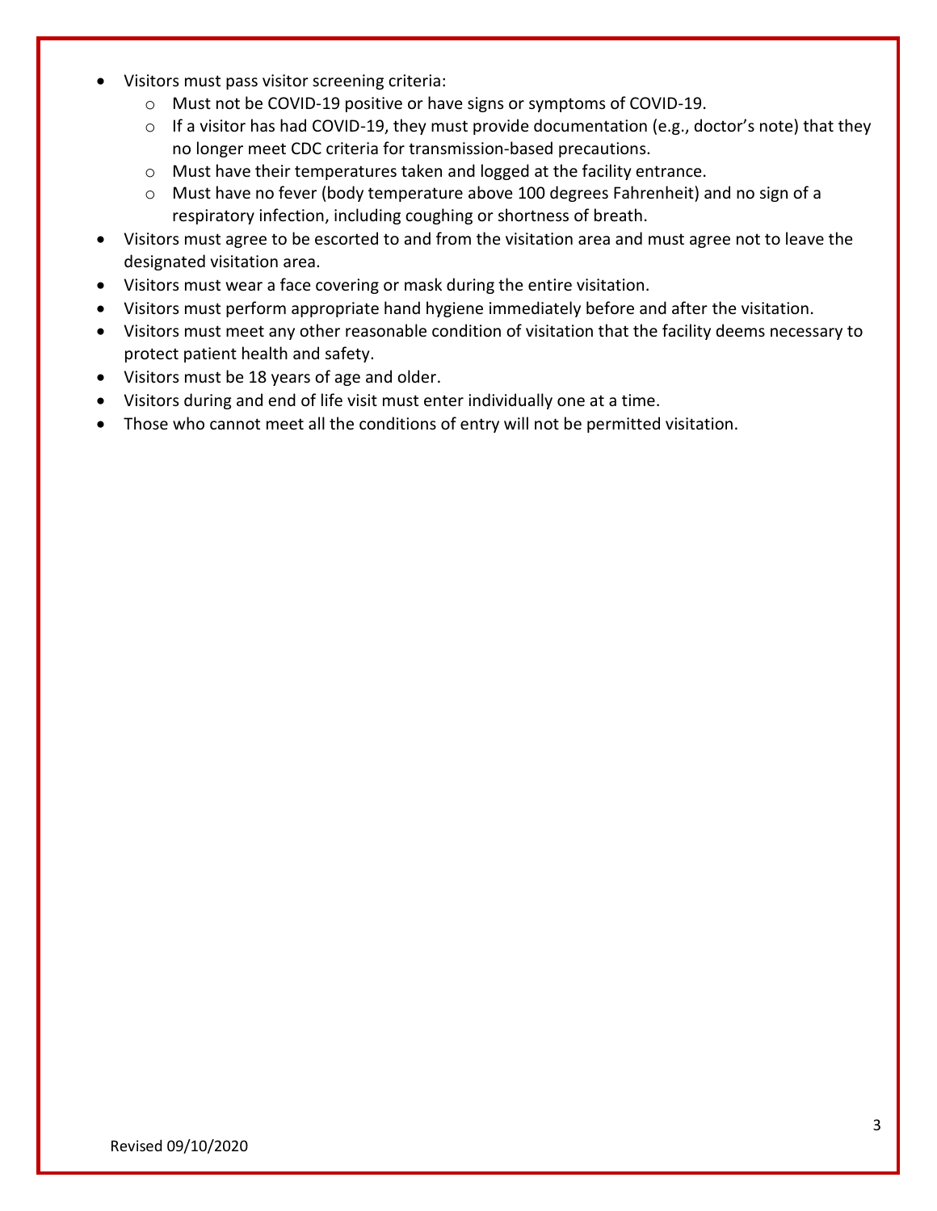- Visitors must pass visitor screening criteria:
  - Must not be COVID-19 positive or have signs or symptoms of COVID-19.
  - If a visitor has had COVID-19, they must provide documentation (e.g., doctor's note) that they no longer meet CDC criteria for transmission-based precautions.
  - Must have their temperatures taken and logged at the facility entrance.
  - Must have no fever (body temperature above 100 degrees Fahrenheit) and no sign of a respiratory infection, including coughing or shortness of breath.
- Visitors must agree to be escorted to and from the visitation area and must agree not to leave the designated visitation area.
- Visitors must wear a face covering or mask during the entire visitation.
- Visitors must perform appropriate hand hygiene immediately before and after the visitation.
- Visitors must meet any other reasonable condition of visitation that the facility deems necessary to protect patient health and safety.
- Visitors must be 18 years of age and older.
- Visitors during and end of life visit must enter individually one at a time.
- Those who cannot meet all the conditions of entry will not be permitted visitation.

Revised 09/10/2020